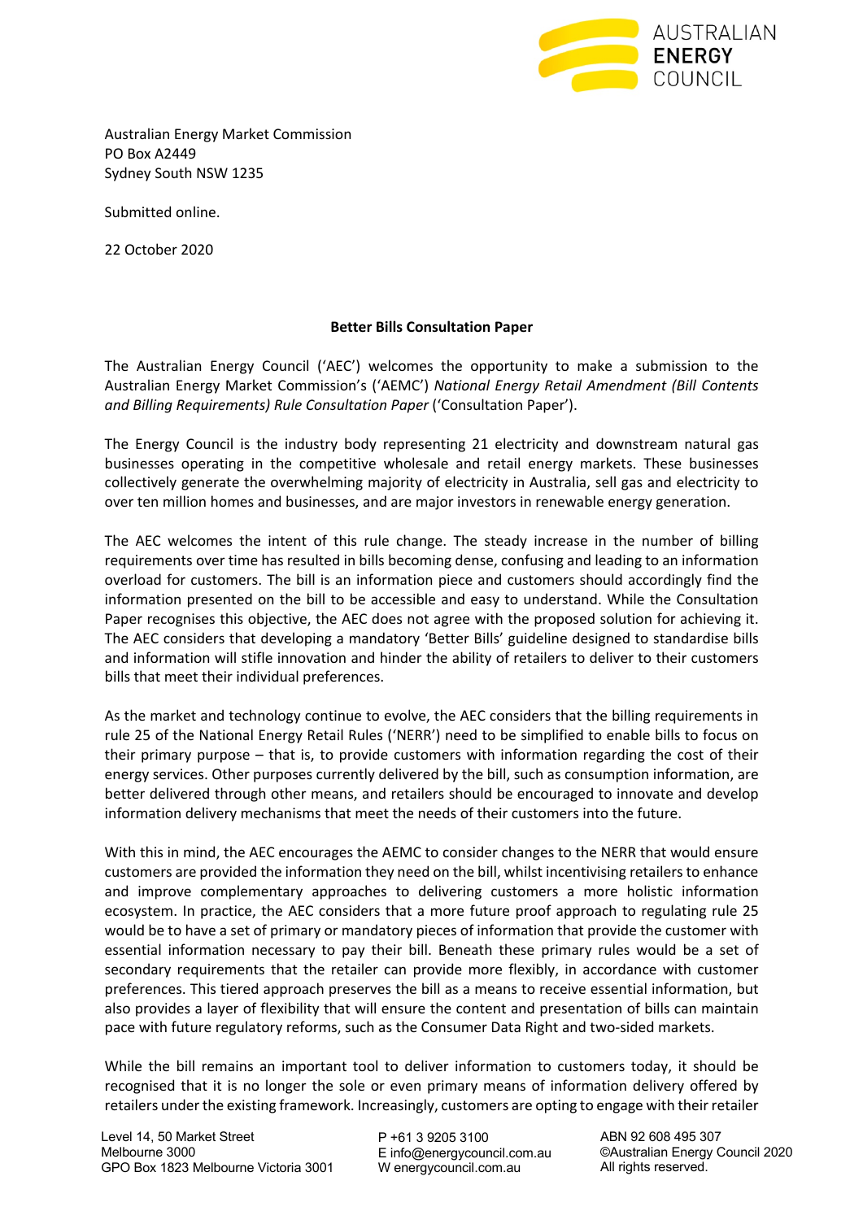AUSTRALIAN **ENERGY** COUNCIL

Australian Energy Market Commission
PO Box A2449
Sydney South NSW 1235

Submitted online.

22 October 2020

**Better Bills Consultation Paper**

The Australian Energy Council ('AEC') welcomes the opportunity to make a submission to the Australian Energy Market Commission's ('AEMC') *National Energy Retail Amendment (Bill Contents and Billing Requirements) Rule Consultation Paper* ('Consultation Paper').

The Energy Council is the industry body representing 21 electricity and downstream natural gas businesses operating in the competitive wholesale and retail energy markets. These businesses collectively generate the overwhelming majority of electricity in Australia, sell gas and electricity to over ten million homes and businesses, and are major investors in renewable energy generation.

The AEC welcomes the intent of this rule change. The steady increase in the number of billing requirements over time has resulted in bills becoming dense, confusing and leading to an information overload for customers. The bill is an information piece and customers should accordingly find the information presented on the bill to be accessible and easy to understand. While the Consultation Paper recognises this objective, the AEC does not agree with the proposed solution for achieving it. The AEC considers that developing a mandatory 'Better Bills' guideline designed to standardise bills and information will stifle innovation and hinder the ability of retailers to deliver to their customers bills that meet their individual preferences.

As the market and technology continue to evolve, the AEC considers that the billing requirements in rule 25 of the National Energy Retail Rules ('NERR') need to be simplified to enable bills to focus on their primary purpose – that is, to provide customers with information regarding the cost of their energy services. Other purposes currently delivered by the bill, such as consumption information, are better delivered through other means, and retailers should be encouraged to innovate and develop information delivery mechanisms that meet the needs of their customers into the future.

With this in mind, the AEC encourages the AEMC to consider changes to the NERR that would ensure customers are provided the information they need on the bill, whilst incentivising retailers to enhance and improve complementary approaches to delivering customers a more holistic information ecosystem. In practice, the AEC considers that a more future proof approach to regulating rule 25 would be to have a set of primary or mandatory pieces of information that provide the customer with essential information necessary to pay their bill. Beneath these primary rules would be a set of secondary requirements that the retailer can provide more flexibly, in accordance with customer preferences. This tiered approach preserves the bill as a means to receive essential information, but also provides a layer of flexibility that will ensure the content and presentation of bills can maintain pace with future regulatory reforms, such as the Consumer Data Right and two-sided markets.

While the bill remains an important tool to deliver information to customers today, it should be recognised that it is no longer the sole or even primary means of information delivery offered by retailers under the existing framework. Increasingly, customers are opting to engage with their retailer

Level 14, 50 Market Street
Melbourne 3000
GPO Box 1823 Melbourne Victoria 3001

P +61 3 9205 3100
E info@energycouncil.com.au
W energycouncil.com.au

ABN 92 608 495 307
©Australian Energy Council 2020
All rights reserved.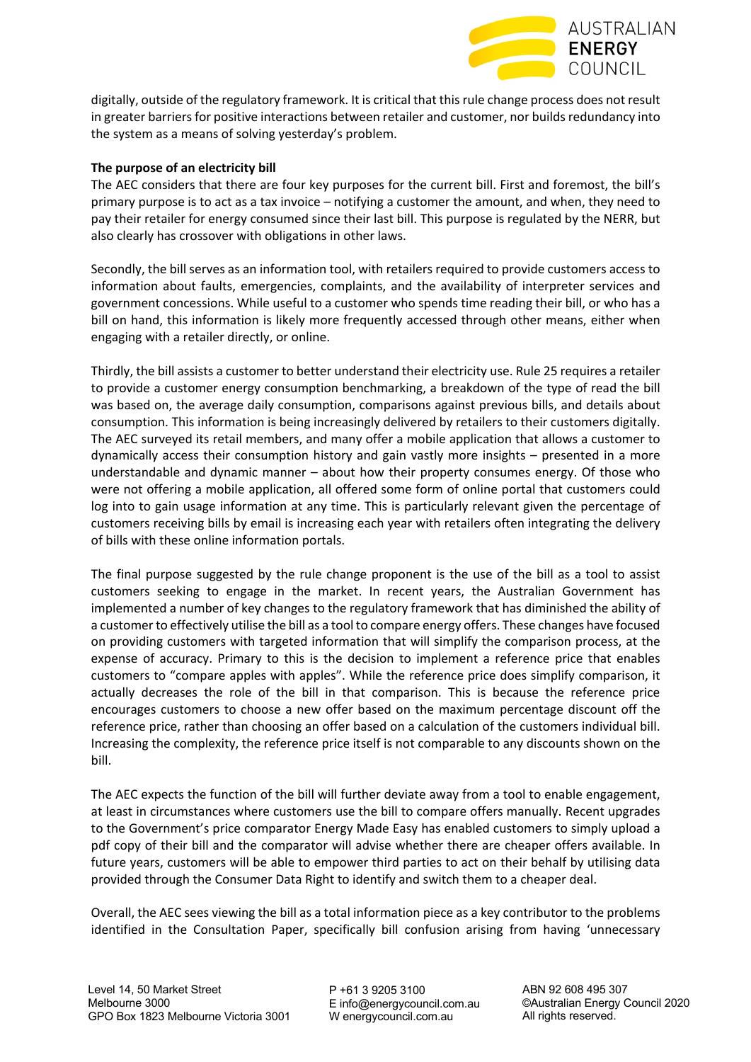digitally, outside of the regulatory framework. It is critical that this rule change process does not result in greater barriers for positive interactions between retailer and customer, nor builds redundancy into the system as a means of solving yesterday's problem.

**The purpose of an electricity bill**

The AEC considers that there are four key purposes for the current bill. First and foremost, the bill's primary purpose is to act as a tax invoice – notifying a customer the amount, and when, they need to pay their retailer for energy consumed since their last bill. This purpose is regulated by the NERR, but also clearly has crossover with obligations in other laws.

Secondly, the bill serves as an information tool, with retailers required to provide customers access to information about faults, emergencies, complaints, and the availability of interpreter services and government concessions. While useful to a customer who spends time reading their bill, or who has a bill on hand, this information is likely more frequently accessed through other means, either when engaging with a retailer directly, or online.

Thirdly, the bill assists a customer to better understand their electricity use. Rule 25 requires a retailer to provide a customer energy consumption benchmarking, a breakdown of the type of read the bill was based on, the average daily consumption, comparisons against previous bills, and details about consumption. This information is being increasingly delivered by retailers to their customers digitally. The AEC surveyed its retail members, and many offer a mobile application that allows a customer to dynamically access their consumption history and gain vastly more insights – presented in a more understandable and dynamic manner – about how their property consumes energy. Of those who were not offering a mobile application, all offered some form of online portal that customers could log into to gain usage information at any time. This is particularly relevant given the percentage of customers receiving bills by email is increasing each year with retailers often integrating the delivery of bills with these online information portals.

The final purpose suggested by the rule change proponent is the use of the bill as a tool to assist customers seeking to engage in the market. In recent years, the Australian Government has implemented a number of key changes to the regulatory framework that has diminished the ability of a customer to effectively utilise the bill as a tool to compare energy offers. These changes have focused on providing customers with targeted information that will simplify the comparison process, at the expense of accuracy. Primary to this is the decision to implement a reference price that enables customers to "compare apples with apples". While the reference price does simplify comparison, it actually decreases the role of the bill in that comparison. This is because the reference price encourages customers to choose a new offer based on the maximum percentage discount off the reference price, rather than choosing an offer based on a calculation of the customers individual bill. Increasing the complexity, the reference price itself is not comparable to any discounts shown on the bill.

The AEC expects the function of the bill will further deviate away from a tool to enable engagement, at least in circumstances where customers use the bill to compare offers manually. Recent upgrades to the Government's price comparator Energy Made Easy has enabled customers to simply upload a pdf copy of their bill and the comparator will advise whether there are cheaper offers available. In future years, customers will be able to empower third parties to act on their behalf by utilising data provided through the Consumer Data Right to identify and switch them to a cheaper deal.

Overall, the AEC sees viewing the bill as a total information piece as a key contributor to the problems identified in the Consultation Paper, specifically bill confusion arising from having 'unnecessary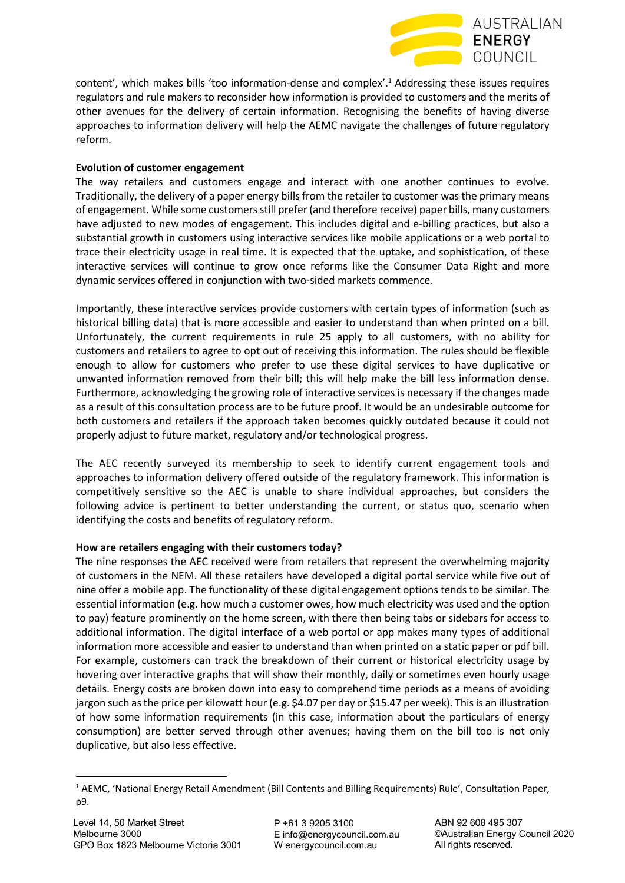content', which makes bills 'too information-dense and complex'.[1] Addressing these issues requires regulators and rule makers to reconsider how information is provided to customers and the merits of other avenues for the delivery of certain information. Recognising the benefits of having diverse approaches to information delivery will help the AEMC navigate the challenges of future regulatory reform.

**Evolution of customer engagement**

The way retailers and customers engage and interact with one another continues to evolve. Traditionally, the delivery of a paper energy bills from the retailer to customer was the primary means of engagement. While some customers still prefer (and therefore receive) paper bills, many customers have adjusted to new modes of engagement. This includes digital and e-billing practices, but also a substantial growth in customers using interactive services like mobile applications or a web portal to trace their electricity usage in real time. It is expected that the uptake, and sophistication, of these interactive services will continue to grow once reforms like the Consumer Data Right and more dynamic services offered in conjunction with two-sided markets commence.

Importantly, these interactive services provide customers with certain types of information (such as historical billing data) that is more accessible and easier to understand than when printed on a bill. Unfortunately, the current requirements in rule 25 apply to all customers, with no ability for customers and retailers to agree to opt out of receiving this information. The rules should be flexible enough to allow for customers who prefer to use these digital services to have duplicative or unwanted information removed from their bill; this will help make the bill less information dense. Furthermore, acknowledging the growing role of interactive services is necessary if the changes made as a result of this consultation process are to be future proof. It would be an undesirable outcome for both customers and retailers if the approach taken becomes quickly outdated because it could not properly adjust to future market, regulatory and/or technological progress.

The AEC recently surveyed its membership to seek to identify current engagement tools and approaches to information delivery offered outside of the regulatory framework. This information is competitively sensitive so the AEC is unable to share individual approaches, but considers the following advice is pertinent to better understanding the current, or status quo, scenario when identifying the costs and benefits of regulatory reform.

**How are retailers engaging with their customers today?**

The nine responses the AEC received were from retailers that represent the overwhelming majority of customers in the NEM. All these retailers have developed a digital portal service while five out of nine offer a mobile app. The functionality of these digital engagement options tends to be similar. The essential information (e.g. how much a customer owes, how much electricity was used and the option to pay) feature prominently on the home screen, with there then being tabs or sidebars for access to additional information. The digital interface of a web portal or app makes many types of additional information more accessible and easier to understand than when printed on a static paper or pdf bill. For example, customers can track the breakdown of their current or historical electricity usage by hovering over interactive graphs that will show their monthly, daily or sometimes even hourly usage details. Energy costs are broken down into easy to comprehend time periods as a means of avoiding jargon such as the price per kilowatt hour (e.g. $4.07 per day or $15.47 per week). This is an illustration of how some information requirements (in this case, information about the particulars of energy consumption) are better served through other avenues; having them on the bill too is not only duplicative, but also less effective.

---

[1] AEMC, 'National Energy Retail Amendment (Bill Contents and Billing Requirements) Rule', Consultation Paper, p9.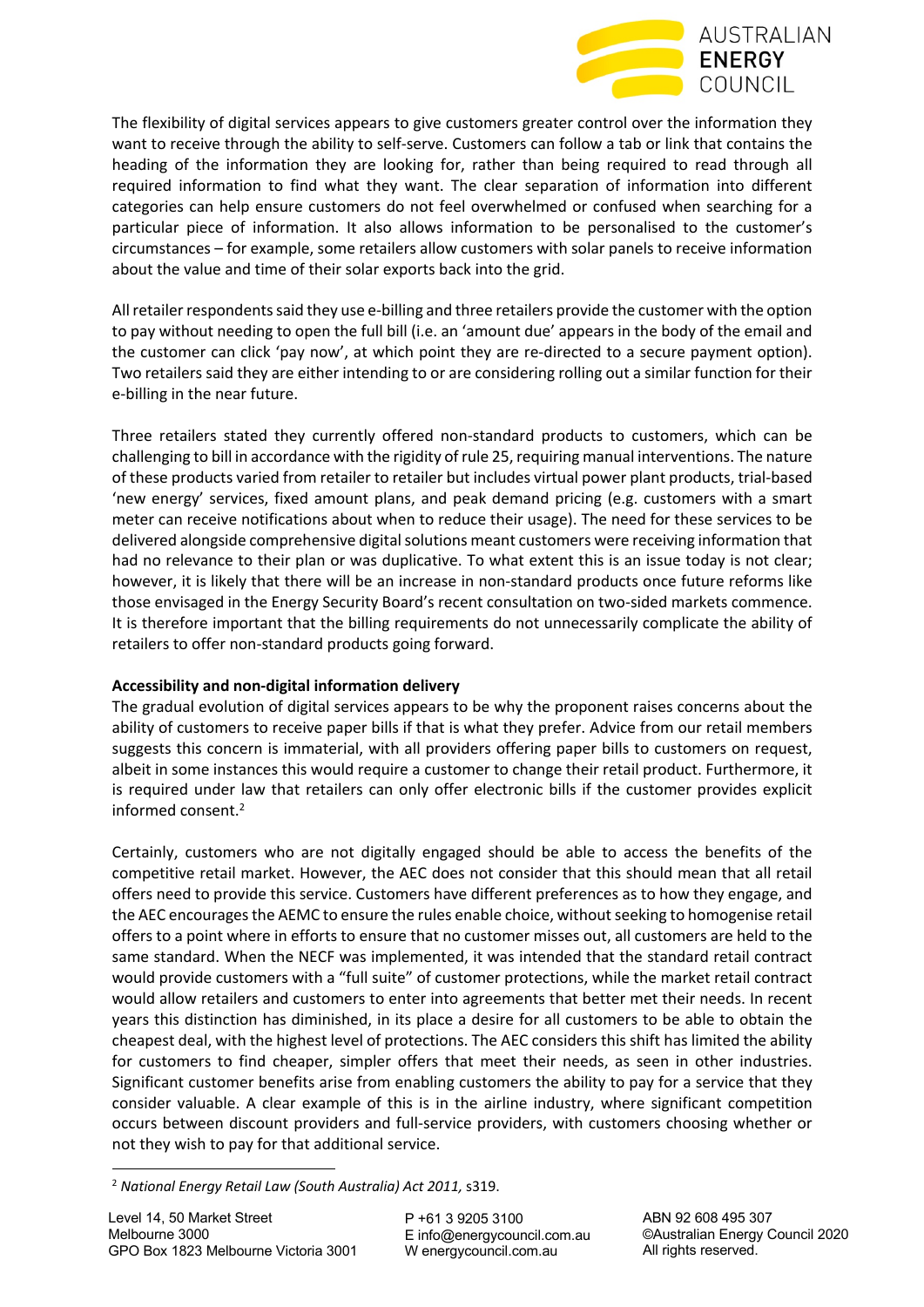The flexibility of digital services appears to give customers greater control over the information they want to receive through the ability to self-serve. Customers can follow a tab or link that contains the heading of the information they are looking for, rather than being required to read through all required information to find what they want. The clear separation of information into different categories can help ensure customers do not feel overwhelmed or confused when searching for a particular piece of information. It also allows information to be personalised to the customer's circumstances – for example, some retailers allow customers with solar panels to receive information about the value and time of their solar exports back into the grid.

All retailer respondents said they use e-billing and three retailers provide the customer with the option to pay without needing to open the full bill (i.e. an 'amount due' appears in the body of the email and the customer can click 'pay now', at which point they are re-directed to a secure payment option). Two retailers said they are either intending to or are considering rolling out a similar function for their e-billing in the near future.

Three retailers stated they currently offered non-standard products to customers, which can be challenging to bill in accordance with the rigidity of rule 25, requiring manual interventions. The nature of these products varied from retailer to retailer but includes virtual power plant products, trial-based 'new energy' services, fixed amount plans, and peak demand pricing (e.g. customers with a smart meter can receive notifications about when to reduce their usage). The need for these services to be delivered alongside comprehensive digital solutions meant customers were receiving information that had no relevance to their plan or was duplicative. To what extent this is an issue today is not clear; however, it is likely that there will be an increase in non-standard products once future reforms like those envisaged in the Energy Security Board's recent consultation on two-sided markets commence. It is therefore important that the billing requirements do not unnecessarily complicate the ability of retailers to offer non-standard products going forward.

**Accessibility and non-digital information delivery**

The gradual evolution of digital services appears to be why the proponent raises concerns about the ability of customers to receive paper bills if that is what they prefer. Advice from our retail members suggests this concern is immaterial, with all providers offering paper bills to customers on request, albeit in some instances this would require a customer to change their retail product. Furthermore, it is required under law that retailers can only offer electronic bills if the customer provides explicit informed consent.[2]

Certainly, customers who are not digitally engaged should be able to access the benefits of the competitive retail market. However, the AEC does not consider that this should mean that all retail offers need to provide this service. Customers have different preferences as to how they engage, and the AEC encourages the AEMC to ensure the rules enable choice, without seeking to homogenise retail offers to a point where in efforts to ensure that no customer misses out, all customers are held to the same standard. When the NECF was implemented, it was intended that the standard retail contract would provide customers with a "full suite" of customer protections, while the market retail contract would allow retailers and customers to enter into agreements that better met their needs. In recent years this distinction has diminished, in its place a desire for all customers to be able to obtain the cheapest deal, with the highest level of protections. The AEC considers this shift has limited the ability for customers to find cheaper, simpler offers that meet their needs, as seen in other industries. Significant customer benefits arise from enabling customers the ability to pay for a service that they consider valuable. A clear example of this is in the airline industry, where significant competition occurs between discount providers and full-service providers, with customers choosing whether or not they wish to pay for that additional service.

---

[2] *National Energy Retail Law (South Australia) Act 2011,* s319.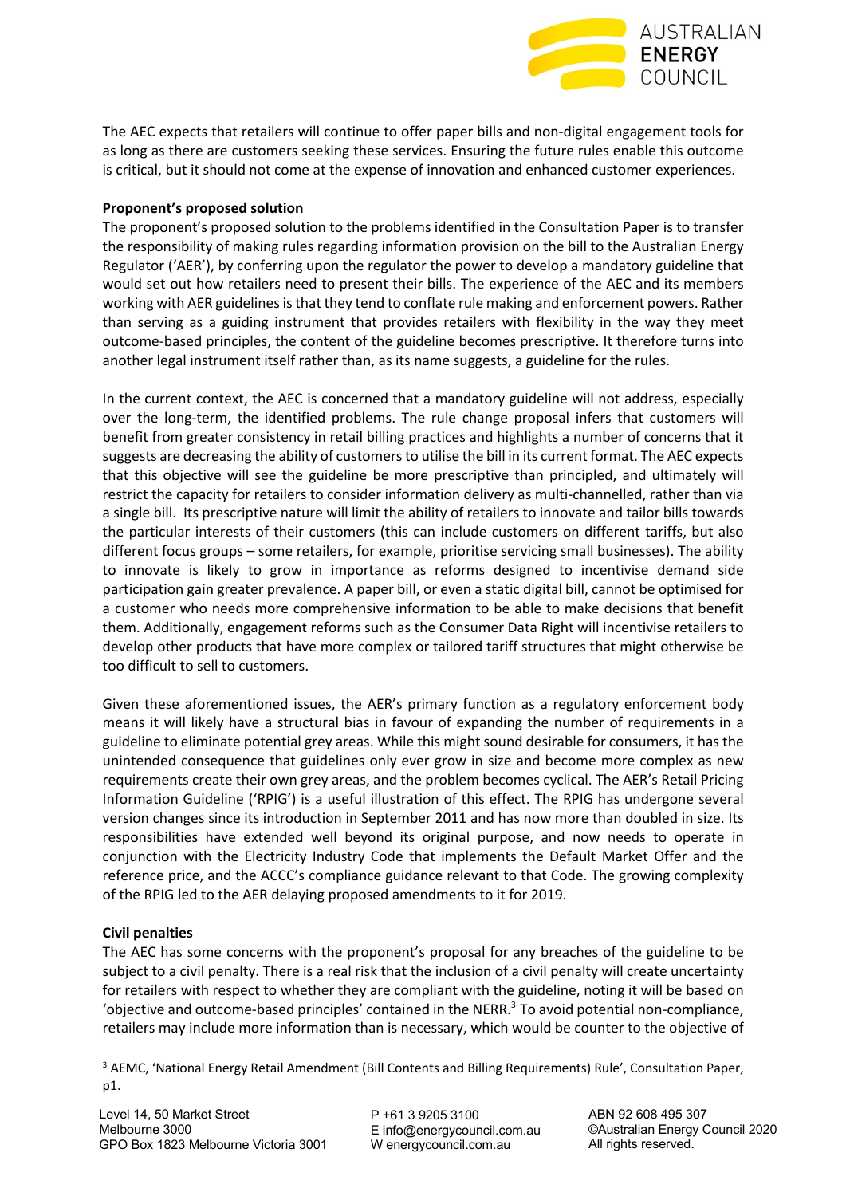The AEC expects that retailers will continue to offer paper bills and non-digital engagement tools for as long as there are customers seeking these services. Ensuring the future rules enable this outcome is critical, but it should not come at the expense of innovation and enhanced customer experiences.

**Proponent's proposed solution**

The proponent's proposed solution to the problems identified in the Consultation Paper is to transfer the responsibility of making rules regarding information provision on the bill to the Australian Energy Regulator ('AER'), by conferring upon the regulator the power to develop a mandatory guideline that would set out how retailers need to present their bills. The experience of the AEC and its members working with AER guidelines is that they tend to conflate rule making and enforcement powers. Rather than serving as a guiding instrument that provides retailers with flexibility in the way they meet outcome-based principles, the content of the guideline becomes prescriptive. It therefore turns into another legal instrument itself rather than, as its name suggests, a guideline for the rules.

In the current context, the AEC is concerned that a mandatory guideline will not address, especially over the long-term, the identified problems. The rule change proposal infers that customers will benefit from greater consistency in retail billing practices and highlights a number of concerns that it suggests are decreasing the ability of customers to utilise the bill in its current format. The AEC expects that this objective will see the guideline be more prescriptive than principled, and ultimately will restrict the capacity for retailers to consider information delivery as multi-channelled, rather than via a single bill. Its prescriptive nature will limit the ability of retailers to innovate and tailor bills towards the particular interests of their customers (this can include customers on different tariffs, but also different focus groups – some retailers, for example, prioritise servicing small businesses). The ability to innovate is likely to grow in importance as reforms designed to incentivise demand side participation gain greater prevalence. A paper bill, or even a static digital bill, cannot be optimised for a customer who needs more comprehensive information to be able to make decisions that benefit them. Additionally, engagement reforms such as the Consumer Data Right will incentivise retailers to develop other products that have more complex or tailored tariff structures that might otherwise be too difficult to sell to customers.

Given these aforementioned issues, the AER's primary function as a regulatory enforcement body means it will likely have a structural bias in favour of expanding the number of requirements in a guideline to eliminate potential grey areas. While this might sound desirable for consumers, it has the unintended consequence that guidelines only ever grow in size and become more complex as new requirements create their own grey areas, and the problem becomes cyclical. The AER's Retail Pricing Information Guideline ('RPIG') is a useful illustration of this effect. The RPIG has undergone several version changes since its introduction in September 2011 and has now more than doubled in size. Its responsibilities have extended well beyond its original purpose, and now needs to operate in conjunction with the Electricity Industry Code that implements the Default Market Offer and the reference price, and the ACCC's compliance guidance relevant to that Code. The growing complexity of the RPIG led to the AER delaying proposed amendments to it for 2019.

**Civil penalties**

The AEC has some concerns with the proponent's proposal for any breaches of the guideline to be subject to a civil penalty. There is a real risk that the inclusion of a civil penalty will create uncertainty for retailers with respect to whether they are compliant with the guideline, noting it will be based on 'objective and outcome-based principles' contained in the NERR.[3] To avoid potential non-compliance, retailers may include more information than is necessary, which would be counter to the objective of

[3] AEMC, 'National Energy Retail Amendment (Bill Contents and Billing Requirements) Rule', Consultation Paper, p1.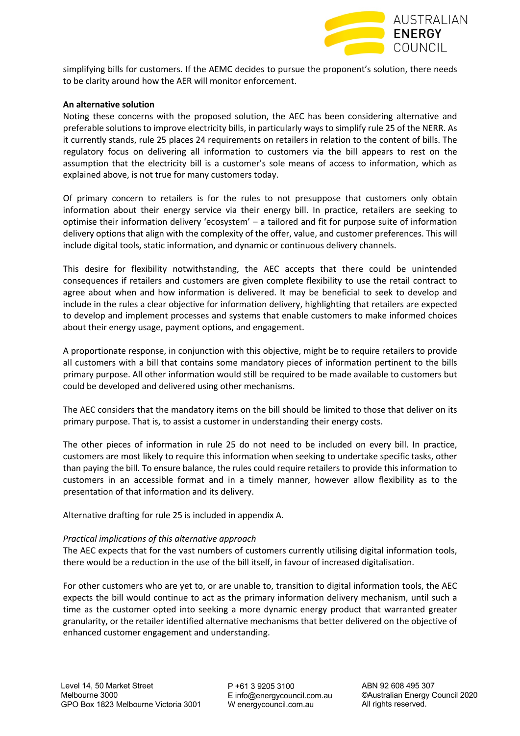simplifying bills for customers. If the AEMC decides to pursue the proponent's solution, there needs to be clarity around how the AER will monitor enforcement.

**An alternative solution**

Noting these concerns with the proposed solution, the AEC has been considering alternative and preferable solutions to improve electricity bills, in particularly ways to simplify rule 25 of the NERR. As it currently stands, rule 25 places 24 requirements on retailers in relation to the content of bills. The regulatory focus on delivering all information to customers via the bill appears to rest on the assumption that the electricity bill is a customer's sole means of access to information, which as explained above, is not true for many customers today.

Of primary concern to retailers is for the rules to not presuppose that customers only obtain information about their energy service via their energy bill. In practice, retailers are seeking to optimise their information delivery 'ecosystem' – a tailored and fit for purpose suite of information delivery options that align with the complexity of the offer, value, and customer preferences. This will include digital tools, static information, and dynamic or continuous delivery channels.

This desire for flexibility notwithstanding, the AEC accepts that there could be unintended consequences if retailers and customers are given complete flexibility to use the retail contract to agree about when and how information is delivered. It may be beneficial to seek to develop and include in the rules a clear objective for information delivery, highlighting that retailers are expected to develop and implement processes and systems that enable customers to make informed choices about their energy usage, payment options, and engagement.

A proportionate response, in conjunction with this objective, might be to require retailers to provide all customers with a bill that contains some mandatory pieces of information pertinent to the bills primary purpose. All other information would still be required to be made available to customers but could be developed and delivered using other mechanisms.

The AEC considers that the mandatory items on the bill should be limited to those that deliver on its primary purpose. That is, to assist a customer in understanding their energy costs.

The other pieces of information in rule 25 do not need to be included on every bill. In practice, customers are most likely to require this information when seeking to undertake specific tasks, other than paying the bill. To ensure balance, the rules could require retailers to provide this information to customers in an accessible format and in a timely manner, however allow flexibility as to the presentation of that information and its delivery.

Alternative drafting for rule 25 is included in appendix A.

*Practical implications of this alternative approach*

The AEC expects that for the vast numbers of customers currently utilising digital information tools, there would be a reduction in the use of the bill itself, in favour of increased digitalisation.

For other customers who are yet to, or are unable to, transition to digital information tools, the AEC expects the bill would continue to act as the primary information delivery mechanism, until such a time as the customer opted into seeking a more dynamic energy product that warranted greater granularity, or the retailer identified alternative mechanisms that better delivered on the objective of enhanced customer engagement and understanding.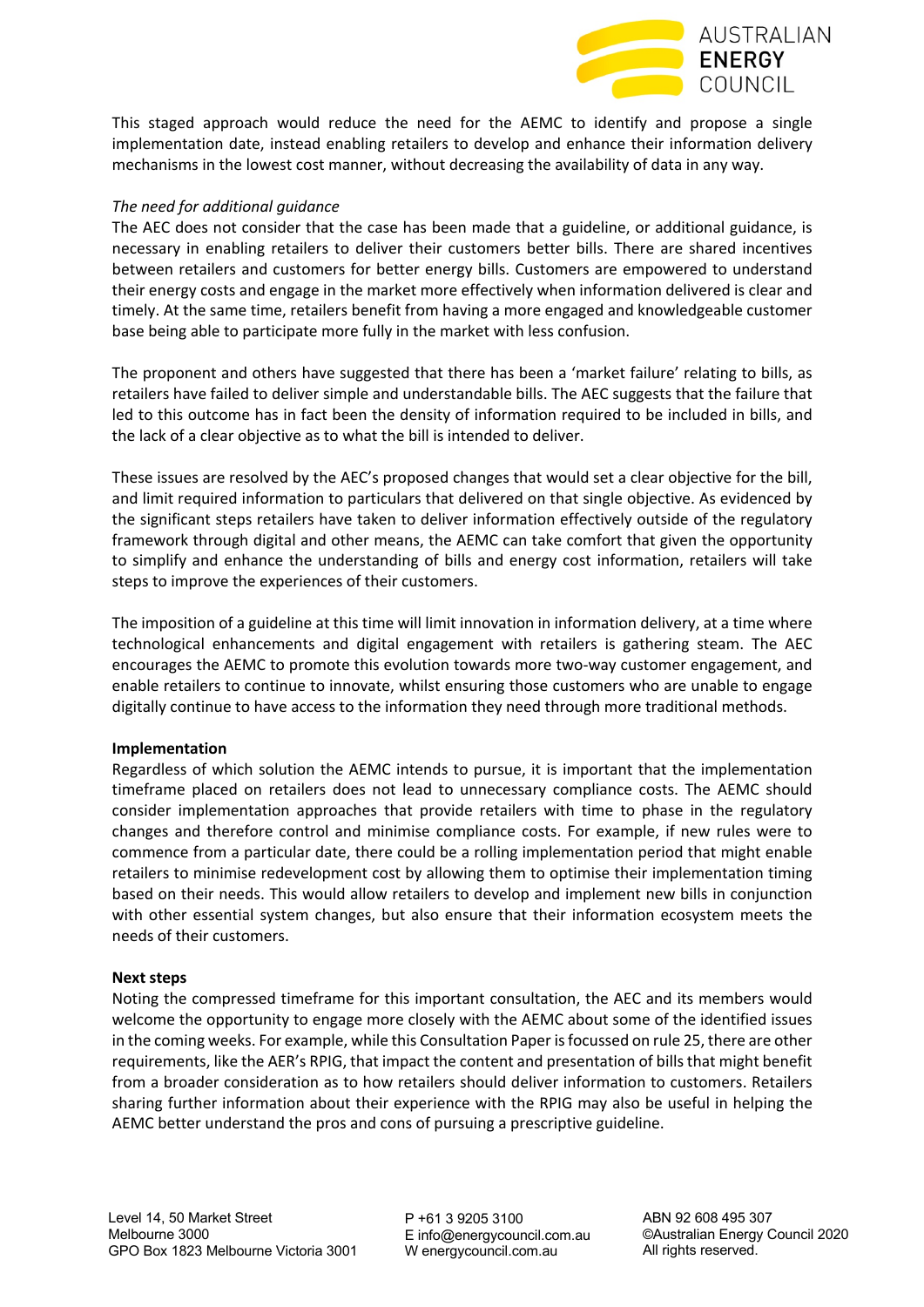This staged approach would reduce the need for the AEMC to identify and propose a single implementation date, instead enabling retailers to develop and enhance their information delivery mechanisms in the lowest cost manner, without decreasing the availability of data in any way.

*The need for additional guidance*

The AEC does not consider that the case has been made that a guideline, or additional guidance, is necessary in enabling retailers to deliver their customers better bills. There are shared incentives between retailers and customers for better energy bills. Customers are empowered to understand their energy costs and engage in the market more effectively when information delivered is clear and timely. At the same time, retailers benefit from having a more engaged and knowledgeable customer base being able to participate more fully in the market with less confusion.

The proponent and others have suggested that there has been a 'market failure' relating to bills, as retailers have failed to deliver simple and understandable bills. The AEC suggests that the failure that led to this outcome has in fact been the density of information required to be included in bills, and the lack of a clear objective as to what the bill is intended to deliver.

These issues are resolved by the AEC's proposed changes that would set a clear objective for the bill, and limit required information to particulars that delivered on that single objective. As evidenced by the significant steps retailers have taken to deliver information effectively outside of the regulatory framework through digital and other means, the AEMC can take comfort that given the opportunity to simplify and enhance the understanding of bills and energy cost information, retailers will take steps to improve the experiences of their customers.

The imposition of a guideline at this time will limit innovation in information delivery, at a time where technological enhancements and digital engagement with retailers is gathering steam. The AEC encourages the AEMC to promote this evolution towards more two-way customer engagement, and enable retailers to continue to innovate, whilst ensuring those customers who are unable to engage digitally continue to have access to the information they need through more traditional methods.

**Implementation**

Regardless of which solution the AEMC intends to pursue, it is important that the implementation timeframe placed on retailers does not lead to unnecessary compliance costs. The AEMC should consider implementation approaches that provide retailers with time to phase in the regulatory changes and therefore control and minimise compliance costs. For example, if new rules were to commence from a particular date, there could be a rolling implementation period that might enable retailers to minimise redevelopment cost by allowing them to optimise their implementation timing based on their needs. This would allow retailers to develop and implement new bills in conjunction with other essential system changes, but also ensure that their information ecosystem meets the needs of their customers.

**Next steps**

Noting the compressed timeframe for this important consultation, the AEC and its members would welcome the opportunity to engage more closely with the AEMC about some of the identified issues in the coming weeks. For example, while this Consultation Paper is focussed on rule 25, there are other requirements, like the AER's RPIG, that impact the content and presentation of bills that might benefit from a broader consideration as to how retailers should deliver information to customers. Retailers sharing further information about their experience with the RPIG may also be useful in helping the AEMC better understand the pros and cons of pursuing a prescriptive guideline.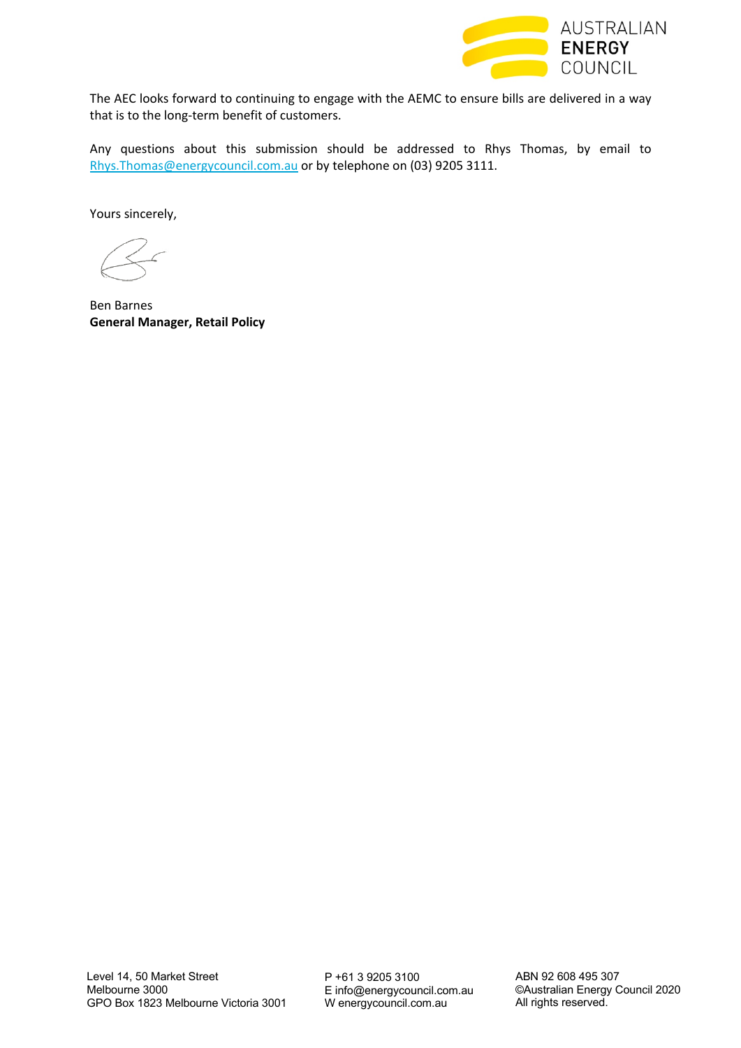The AEC looks forward to continuing to engage with the AEMC to ensure bills are delivered in a way that is to the long-term benefit of customers.

Any questions about this submission should be addressed to Rhys Thomas, by email to Rhys.Thomas@energycouncil.com.au or by telephone on (03) 9205 3111.

Yours sincerely,

Ben Barnes
**General Manager, Retail Policy**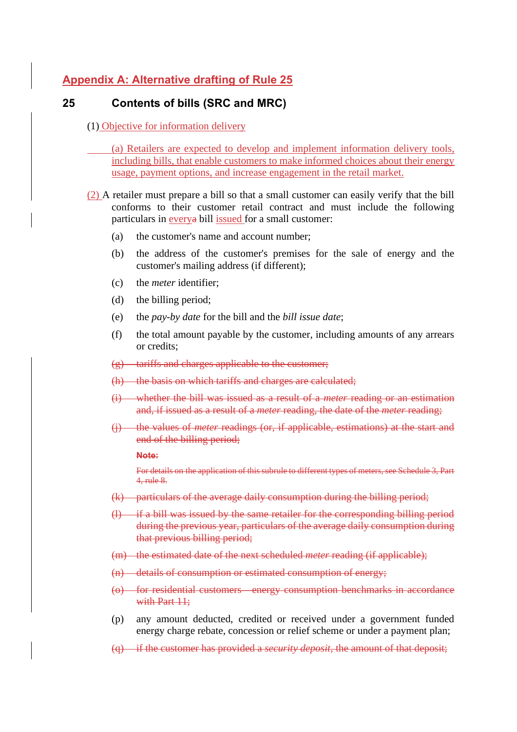## Appendix A: Alternative drafting of Rule 25

### 25 Contents of bills (SRC and MRC)

(1) Objective for information delivery

(a) Retailers are expected to develop and implement information delivery tools, including bills, that enable customers to make informed choices about their energy usage, payment options, and increase engagement in the retail market.

(2) A retailer must prepare a bill so that a small customer can easily verify that the bill conforms to their customer retail contract and must include the following particulars in ~~a~~ every bill issued for a small customer:

(a) the customer's name and account number;

(b) the address of the customer's premises for the sale of energy and the customer's mailing address (if different);

(c) the *meter* identifier;

(d) the billing period;

(e) the *pay-by date* for the bill and the *bill issue date*;

(f) the total amount payable by the customer, including amounts of any arrears or credits;

~~(g) tariffs and charges applicable to the customer;~~

~~(h) the basis on which tariffs and charges are calculated;~~

~~(i) whether the bill was issued as a result of a *meter* reading or an estimation and, if issued as a result of a *meter* reading, the date of the *meter* reading;~~

~~(j) the values of *meter* readings (or, if applicable, estimations) at the start and end of the billing period;~~

~~**Note:**~~

~~For details on the application of this subrule to different types of meters, see Schedule 3, Part 4, rule 8.~~

~~(k) particulars of the average daily consumption during the billing period;~~

~~(l) if a bill was issued by the same retailer for the corresponding billing period during the previous year, particulars of the average daily consumption during that previous billing period;~~

~~(m) the estimated date of the next scheduled *meter* reading (if applicable);~~

~~(n) details of consumption or estimated consumption of energy;~~

~~(o) for residential customers—energy consumption benchmarks in accordance with Part 11;~~

(p) any amount deducted, credited or received under a government funded energy charge rebate, concession or relief scheme or under a payment plan;

~~(q) if the customer has provided a *security deposit*, the amount of that deposit;~~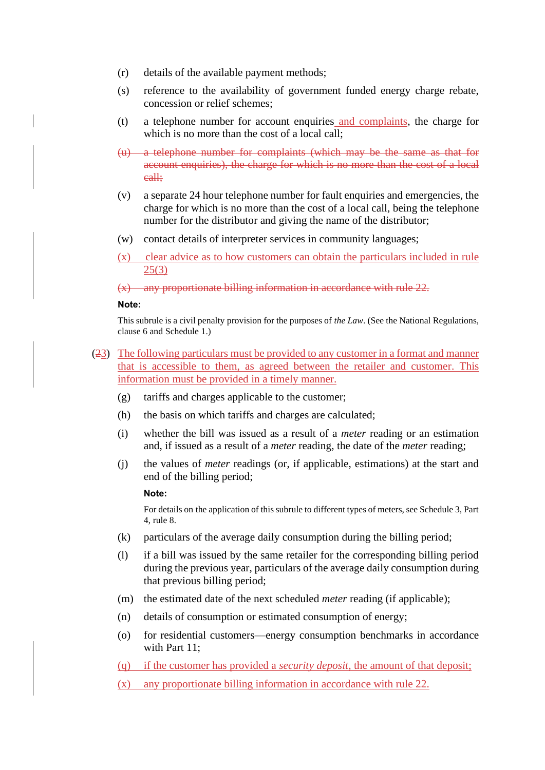(r) details of the available payment methods;

(s) reference to the availability of government funded energy charge rebate, concession or relief schemes;

(t) a telephone number for account enquiries and complaints, the charge for which is no more than the cost of a local call;

~~(u) a telephone number for complaints (which may be the same as that for account enquiries), the charge for which is no more than the cost of a local call;~~

(v) a separate 24 hour telephone number for fault enquiries and emergencies, the charge for which is no more than the cost of a local call, being the telephone number for the distributor and giving the name of the distributor;

(w) contact details of interpreter services in community languages;

(x) clear advice as to how customers can obtain the particulars included in rule 25(3)

~~(x) any proportionate billing information in accordance with rule 22.~~

**Note:**

This subrule is a civil penalty provision for the purposes of *the Law*. (See the National Regulations, clause 6 and Schedule 1.)

(~~2~~3) The following particulars must be provided to any customer in a format and manner that is accessible to them, as agreed between the retailer and customer. This information must be provided in a timely manner.

(g) tariffs and charges applicable to the customer;

(h) the basis on which tariffs and charges are calculated;

(i) whether the bill was issued as a result of a *meter* reading or an estimation and, if issued as a result of a *meter* reading, the date of the *meter* reading;

(j) the values of *meter* readings (or, if applicable, estimations) at the start and end of the billing period;

**Note:**

For details on the application of this subrule to different types of meters, see Schedule 3, Part 4, rule 8.

(k) particulars of the average daily consumption during the billing period;

(l) if a bill was issued by the same retailer for the corresponding billing period during the previous year, particulars of the average daily consumption during that previous billing period;

(m) the estimated date of the next scheduled *meter* reading (if applicable);

(n) details of consumption or estimated consumption of energy;

(o) for residential customers—energy consumption benchmarks in accordance with Part 11;

(q) if the customer has provided a *security deposit*, the amount of that deposit;

(x) any proportionate billing information in accordance with rule 22.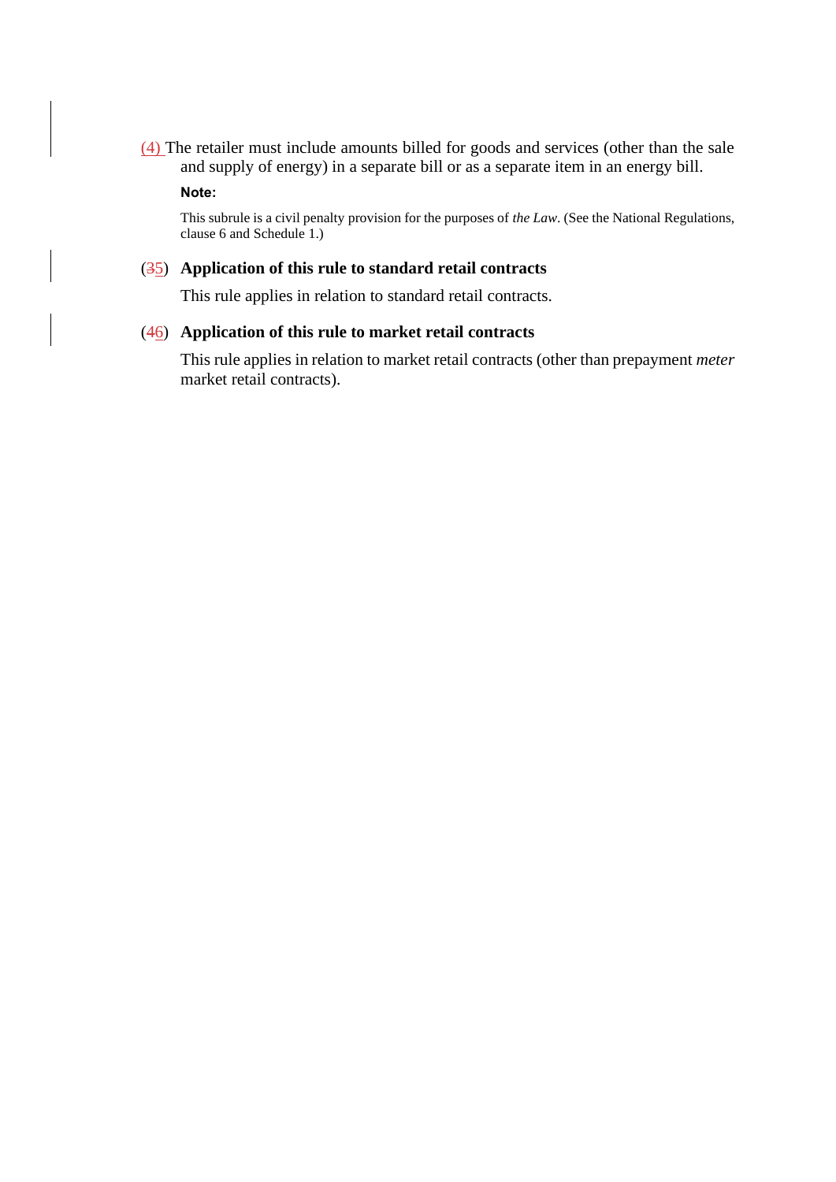(4) The retailer must include amounts billed for goods and services (other than the sale and supply of energy) in a separate bill or as a separate item in an energy bill.

**Note:**

This subrule is a civil penalty provision for the purposes of *the Law*. (See the National Regulations, clause 6 and Schedule 1.)

(~~3~~5) **Application of this rule to standard retail contracts**

This rule applies in relation to standard retail contracts.

(~~4~~6) **Application of this rule to market retail contracts**

This rule applies in relation to market retail contracts (other than prepayment *meter* market retail contracts).